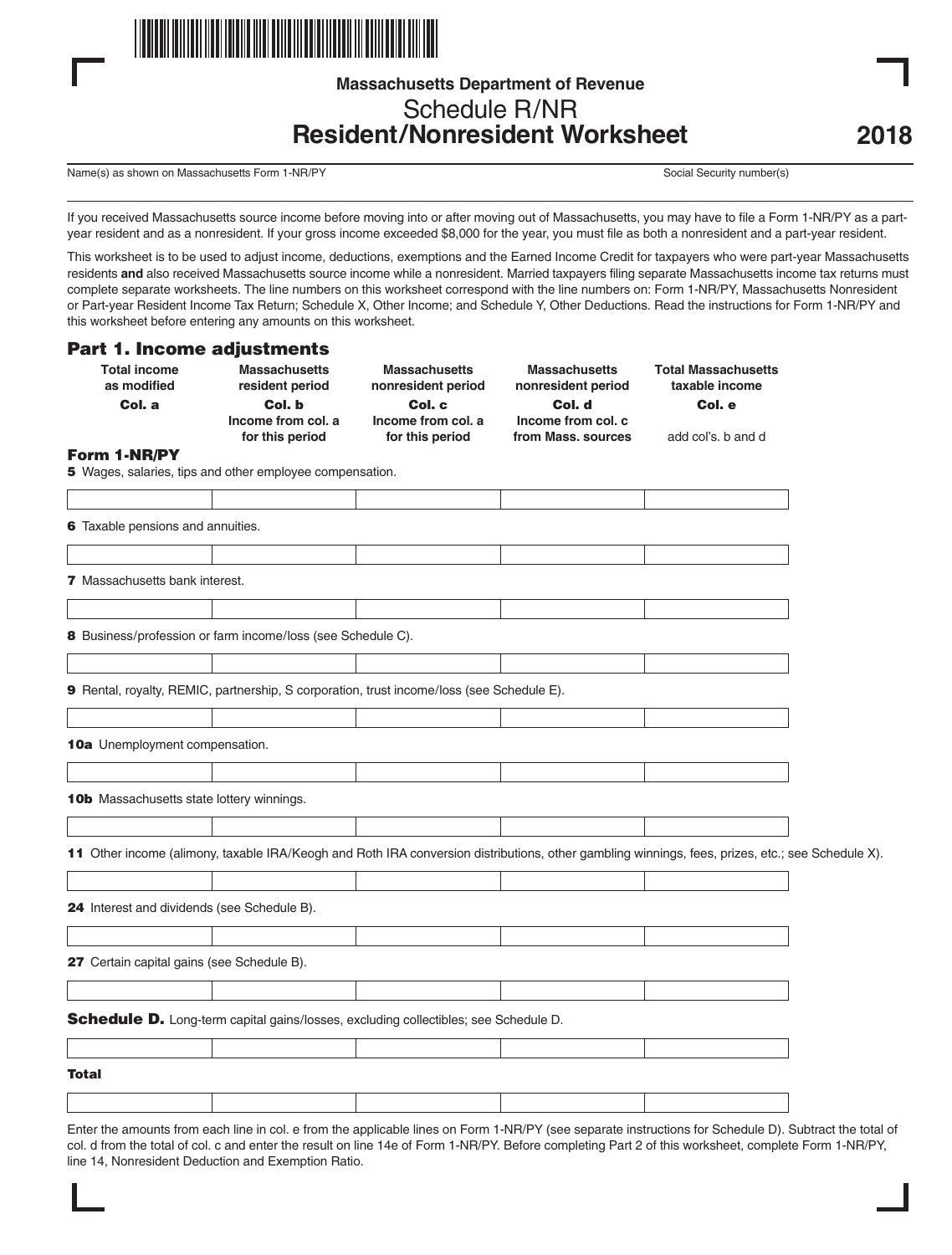Massachusetts Department of Revenue

# Schedule R/NR
# Resident/Nonresident Worksheet

2018

Name(s) as shown on Massachusetts Form 1-NR/PY | Social Security number(s)

If you received Massachusetts source income before moving into or after moving out of Massachusetts, you may have to file a Form 1-NR/PY as a part-year resident and as a nonresident. If your gross income exceeded $8,000 for the year, you must file as both a nonresident and a part-year resident.

This worksheet is to be used to adjust income, deductions, exemptions and the Earned Income Credit for taxpayers who were part-year Massachusetts residents **and** also received Massachusetts source income while a nonresident. Married taxpayers filing separate Massachusetts income tax returns must complete separate worksheets. The line numbers on this worksheet correspond with the line numbers on: Form 1-NR/PY, Massachusetts Nonresident or Part-year Resident Income Tax Return; Schedule X, Other Income; and Schedule Y, Other Deductions. Read the instructions for Form 1-NR/PY and this worksheet before entering any amounts on this worksheet.

## Part 1. Income adjustments

| | Total income as modified<br>**Col. a** | Massachusetts resident period<br>**Col. b**<br>Income from col. a for this period | Massachusetts nonresident period<br>**Col. c**<br>Income from col. a for this period | Massachusetts nonresident period<br>**Col. d**<br>Income from col. c from Mass. sources | Total Massachusetts taxable income<br>**Col. e**<br>add col's. b and d |
|---|---|---|---|---|---|
| **Form 1-NR/PY** | | | | | |
| **5** Wages, salaries, tips and other employee compensation. | | | | | |
| **6** Taxable pensions and annuities. | | | | | |
| **7** Massachusetts bank interest. | | | | | |
| **8** Business/profession or farm income/loss (see Schedule C). | | | | | |
| **9** Rental, royalty, REMIC, partnership, S corporation, trust income/loss (see Schedule E). | | | | | |
| **10a** Unemployment compensation. | | | | | |
| **10b** Massachusetts state lottery winnings. | | | | | |
| **11** Other income (alimony, taxable IRA/Keogh and Roth IRA conversion distributions, other gambling winnings, fees, prizes, etc.; see Schedule X). | | | | | |
| **24** Interest and dividends (see Schedule B). | | | | | |
| **27** Certain capital gains (see Schedule B). | | | | | |
| **Schedule D.** Long-term capital gains/losses, excluding collectibles; see Schedule D. | | | | | |
| **Total** | | | | | |

Enter the amounts from each line in col. e from the applicable lines on Form 1-NR/PY (see separate instructions for Schedule D). Subtract the total of col. d from the total of col. c and enter the result on line 14e of Form 1-NR/PY. Before completing Part 2 of this worksheet, complete Form 1-NR/PY, line 14, Nonresident Deduction and Exemption Ratio.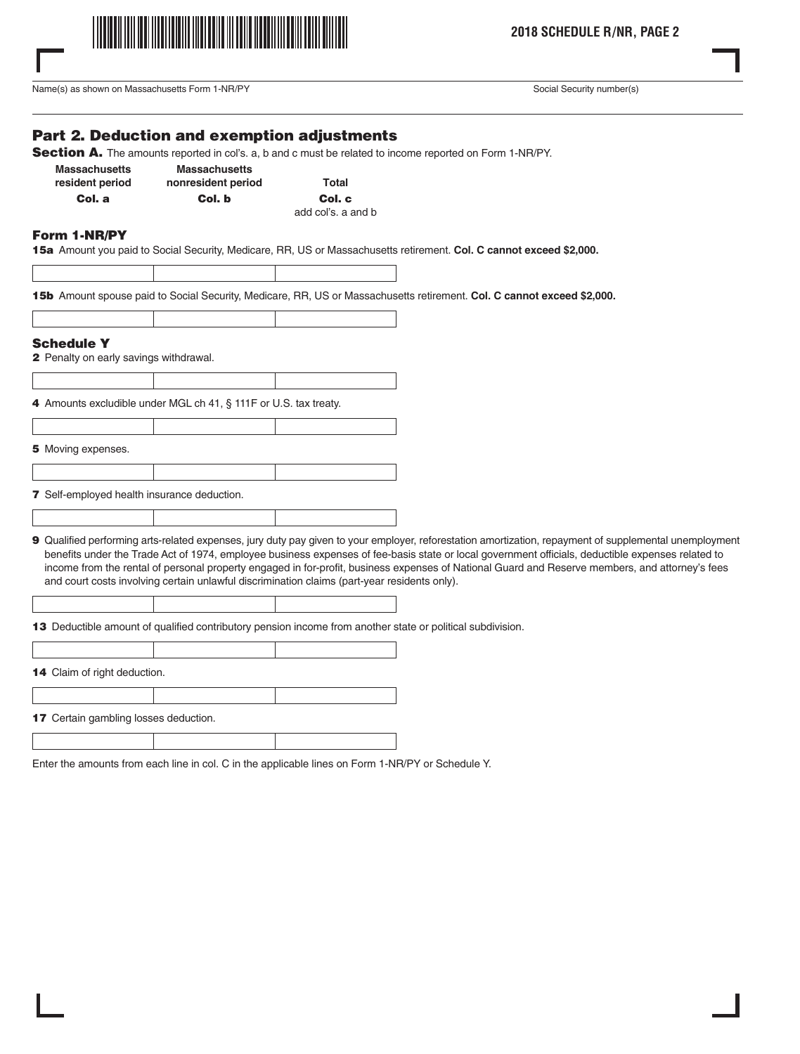Name(s) as shown on Massachusetts Form 1-NR/PY | Social Security number(s)

## Part 2. Deduction and exemption adjustments

**Section A.** The amounts reported in col's. a, b and c must be related to income reported on Form 1-NR/PY.

| | Massachusetts resident period **Col. a** | Massachusetts nonresident period **Col. b** | Total **Col. c** add col's. a and b |
|---|---|---|---|
| **Form 1-NR/PY** | | | |
| **15a** Amount you paid to Social Security, Medicare, RR, US or Massachusetts retirement. **Col. C cannot exceed $2,000.** | | | |
| **15b** Amount spouse paid to Social Security, Medicare, RR, US or Massachusetts retirement. **Col. C cannot exceed $2,000.** | | | |
| **Schedule Y** | | | |
| **2** Penalty on early savings withdrawal. | | | |
| **4** Amounts excludible under MGL ch 41, § 111F or U.S. tax treaty. | | | |
| **5** Moving expenses. | | | |
| **7** Self-employed health insurance deduction. | | | |
| **9** Qualified performing arts-related expenses, jury duty pay given to your employer, reforestation amortization, repayment of supplemental unemployment benefits under the Trade Act of 1974, employee business expenses of fee-basis state or local government officials, deductible expenses related to income from the rental of personal property engaged in for-profit, business expenses of National Guard and Reserve members, and attorney's fees and court costs involving certain unlawful discrimination claims (part-year residents only). | | | |
| **13** Deductible amount of qualified contributory pension income from another state or political subdivision. | | | |
| **14** Claim of right deduction. | | | |
| **17** Certain gambling losses deduction. | | | |

Enter the amounts from each line in col. C in the applicable lines on Form 1-NR/PY or Schedule Y.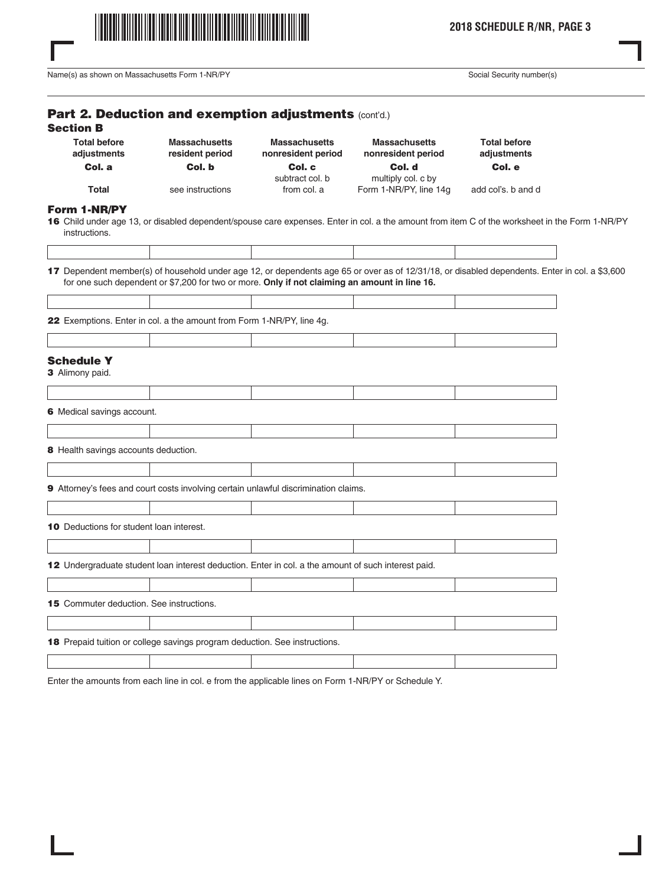2018 SCHEDULE R/NR, PAGE 3

Name(s) as shown on Massachusetts Form 1-NR/PY | Social Security number(s)

## Part 2. Deduction and exemption adjustments (cont'd.)

### Section B

| Total before adjustments<br>Col. a<br>Total | Massachusetts resident period<br>Col. b<br>see instructions | Massachusetts nonresident period<br>Col. c<br>subtract col. b from col. a | Massachusetts nonresident period<br>Col. d<br>multiply col. c by Form 1-NR/PY, line 14g | Total before adjustments<br>Col. e<br>add col's. b and d |
|---|---|---|---|---|

### Form 1-NR/PY

**16** Child under age 13, or disabled dependent/spouse care expenses. Enter in col. a the amount from item C of the worksheet in the Form 1-NR/PY instructions.

| | | | | |
|---|---|---|---|---|
| | | | | |

**17** Dependent member(s) of household under age 12, or dependents age 65 or over as of 12/31/18, or disabled dependents. Enter in col. a $3,600 for one such dependent or $7,200 for two or more. **Only if not claiming an amount in line 16.**

| | | | | |
|---|---|---|---|---|
| | | | | |

**22** Exemptions. Enter in col. a the amount from Form 1-NR/PY, line 4g.

| | | | | |
|---|---|---|---|---|
| | | | | |

### Schedule Y

**3** Alimony paid.

| | | | | |
|---|---|---|---|---|
| | | | | |

**6** Medical savings account.

| | | | | |
|---|---|---|---|---|
| | | | | |

**8** Health savings accounts deduction.

| | | | | |
|---|---|---|---|---|
| | | | | |

**9** Attorney's fees and court costs involving certain unlawful discrimination claims.

| | | | | |
|---|---|---|---|---|
| | | | | |

**10** Deductions for student loan interest.

| | | | | |
|---|---|---|---|---|
| | | | | |

**12** Undergraduate student loan interest deduction. Enter in col. a the amount of such interest paid.

| | | | | |
|---|---|---|---|---|
| | | | | |

**15** Commuter deduction. See instructions.

| | | | | |
|---|---|---|---|---|
| | | | | |

**18** Prepaid tuition or college savings program deduction. See instructions.

| | | | | |
|---|---|---|---|---|
| | | | | |

Enter the amounts from each line in col. e from the applicable lines on Form 1-NR/PY or Schedule Y.